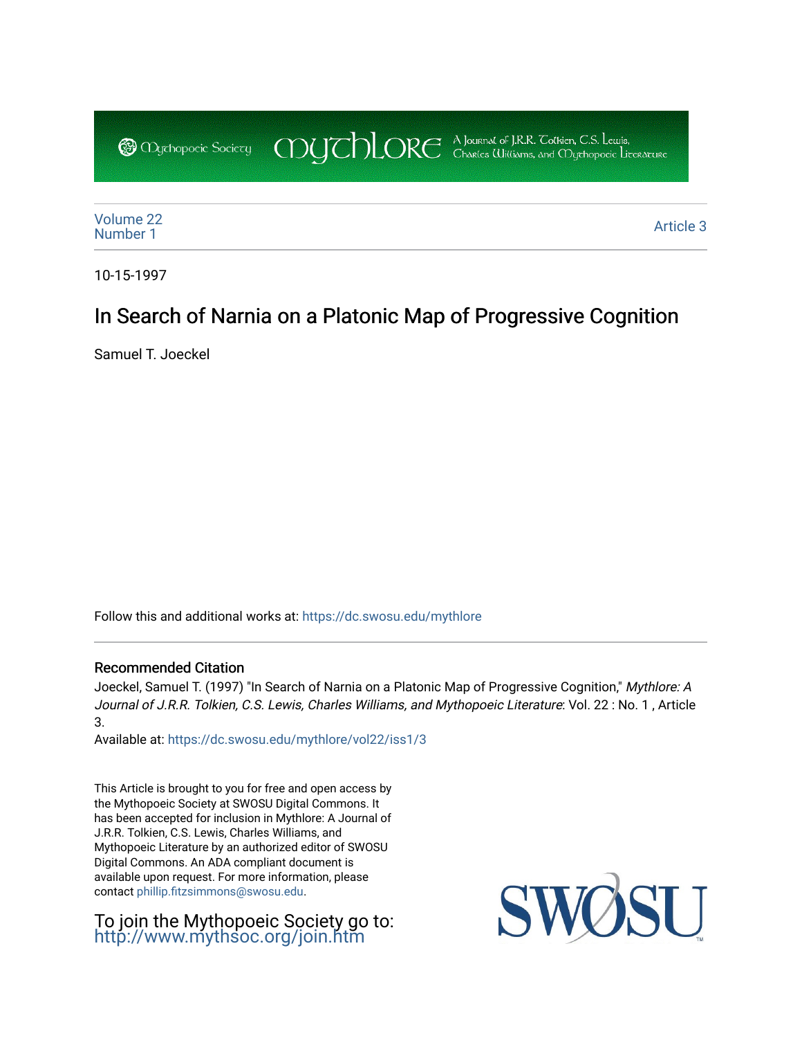Volume 22
Number 1

Article 3

10-15-1997

# In Search of Narnia on a Platonic Map of Progressive Cognition

Samuel T. Joeckel

Follow this and additional works at: https://dc.swosu.edu/mythlore

## Recommended Citation

Joeckel, Samuel T. (1997) "In Search of Narnia on a Platonic Map of Progressive Cognition," *Mythlore: A Journal of J.R.R. Tolkien, C.S. Lewis, Charles Williams, and Mythopoeic Literature*: Vol. 22 : No. 1 , Article 3.

Available at: https://dc.swosu.edu/mythlore/vol22/iss1/3

This Article is brought to you for free and open access by the Mythopoeic Society at SWOSU Digital Commons. It has been accepted for inclusion in Mythlore: A Journal of J.R.R. Tolkien, C.S. Lewis, Charles Williams, and Mythopoeic Literature by an authorized editor of SWOSU Digital Commons. An ADA compliant document is available upon request. For more information, please contact phillip.fitzsimmons@swosu.edu.

To join the Mythopoeic Society go to: http://www.mythsoc.org/join.htm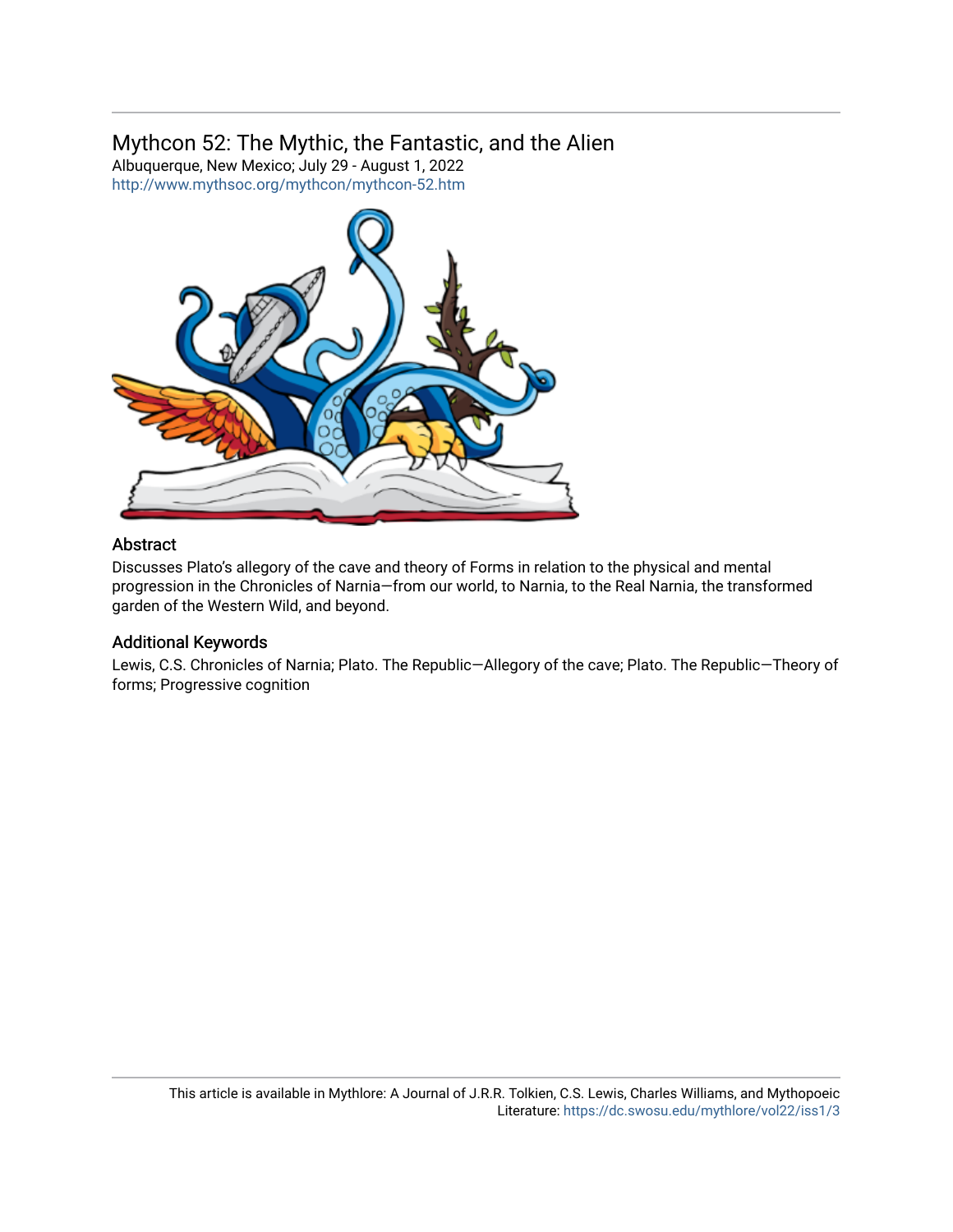## Mythcon 52: The Mythic, the Fantastic, and the Alien

Albuquerque, New Mexico; July 29 - August 1, 2022
http://www.mythsoc.org/mythcon/mythcon-52.htm

### Abstract

Discusses Plato's allegory of the cave and theory of Forms in relation to the physical and mental progression in the Chronicles of Narnia—from our world, to Narnia, to the Real Narnia, the transformed garden of the Western Wild, and beyond.

### Additional Keywords

Lewis, C.S. Chronicles of Narnia; Plato. The Republic—Allegory of the cave; Plato. The Republic—Theory of forms; Progressive cognition

This article is available in Mythlore: A Journal of J.R.R. Tolkien, C.S. Lewis, Charles Williams, and Mythopoeic Literature: https://dc.swosu.edu/mythlore/vol22/iss1/3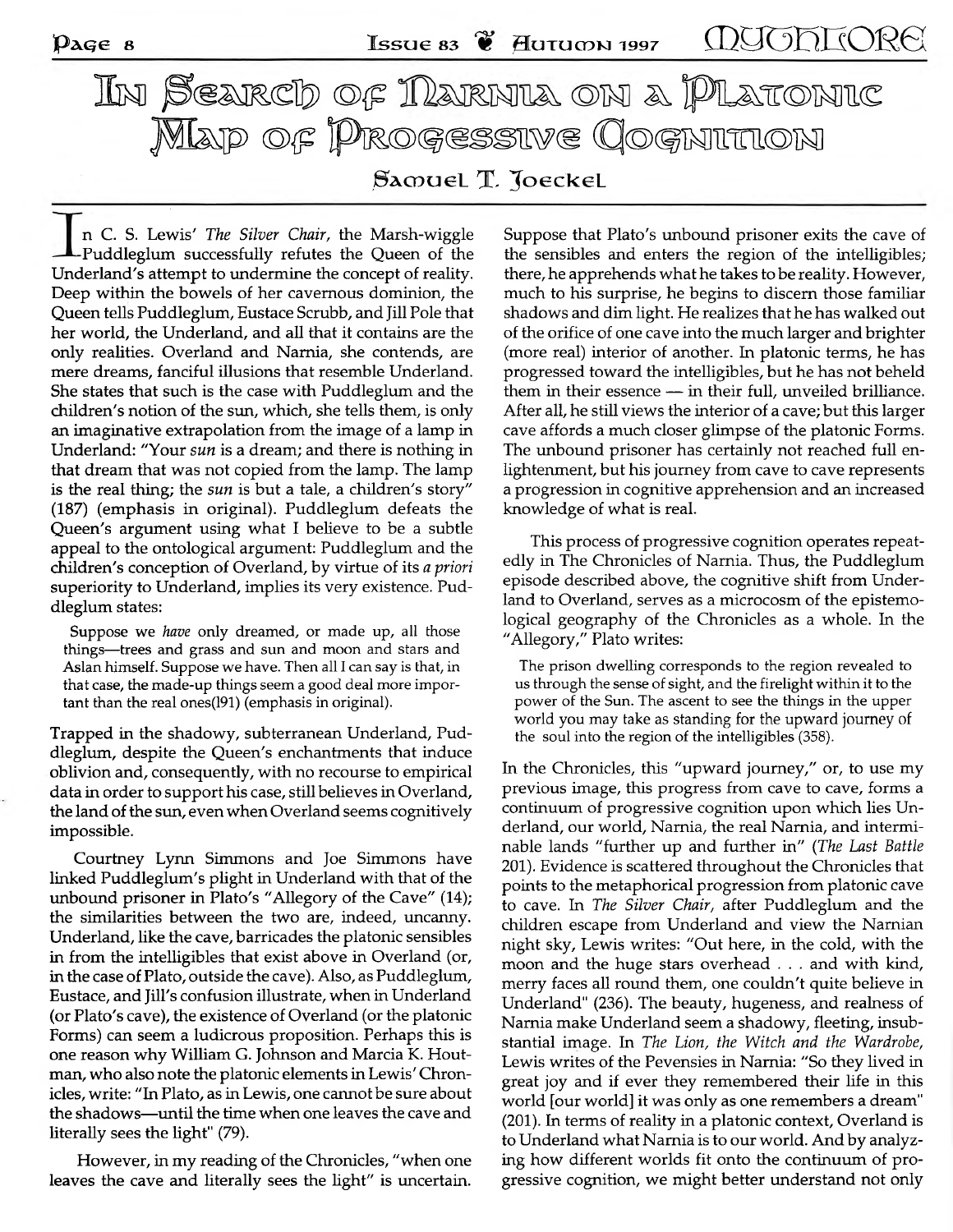# In Search of Narnia on a Platonic Map of Progessive Cognition

## Samuel T. Joeckel

In C. S. Lewis' *The Silver Chair*, the Marsh-wiggle Puddleglum successfully refutes the Queen of the Underland's attempt to undermine the concept of reality. Deep within the bowels of her cavernous dominion, the Queen tells Puddleglum, Eustace Scrubb, and Jill Pole that her world, the Underland, and all that it contains are the only realities. Overland and Narnia, she contends, are mere dreams, fanciful illusions that resemble Underland. She states that such is the case with Puddleglum and the children's notion of the sun, which, she tells them, is only an imaginative extrapolation from the image of a lamp in Underland: "Your *sun* is a dream; and there is nothing in that dream that was not copied from the lamp. The lamp is the real thing; the *sun* is but a tale, a children's story" (187) (emphasis in original). Puddleglum defeats the Queen's argument using what I believe to be a subtle appeal to the ontological argument: Puddleglum and the children's conception of Overland, by virtue of its *a priori* superiority to Underland, implies its very existence. Puddleglum states:

> Suppose we *have* only dreamed, or made up, all those things—trees and grass and sun and moon and stars and Aslan himself. Suppose we have. Then all I can say is that, in that case, the made-up things seem a good deal more important than the real ones(191) (emphasis in original).

Trapped in the shadowy, subterranean Underland, Puddleglum, despite the Queen's enchantments that induce oblivion and, consequently, with no recourse to empirical data in order to support his case, still believes in Overland, the land of the sun, even when Overland seems cognitively impossible.

Courtney Lynn Simmons and Joe Simmons have linked Puddleglum's plight in Underland with that of the unbound prisoner in Plato's "Allegory of the Cave" (14); the similarities between the two are, indeed, uncanny. Underland, like the cave, barricades the platonic sensibles in from the intelligibles that exist above in Overland (or, in the case of Plato, outside the cave). Also, as Puddleglum, Eustace, and Jill's confusion illustrate, when in Underland (or Plato's cave), the existence of Overland (or the platonic Forms) can seem a ludicrous proposition. Perhaps this is one reason why William G. Johnson and Marcia K. Houtman, who also note the platonic elements in Lewis' Chronicles, write: "In Plato, as in Lewis, one cannot be sure about the shadows—until the time when one leaves the cave and literally sees the light" (79).

However, in my reading of the Chronicles, "when one leaves the cave and literally sees the light" is uncertain. Suppose that Plato's unbound prisoner exits the cave of the sensibles and enters the region of the intelligibles; there, he apprehends what he takes to be reality. However, much to his surprise, he begins to discern those familiar shadows and dim light. He realizes that he has walked out of the orifice of one cave into the much larger and brighter (more real) interior of another. In platonic terms, he has progressed toward the intelligibles, but he has not beheld them in their essence — in their full, unveiled brilliance. After all, he still views the interior of a cave; but this larger cave affords a much closer glimpse of the platonic Forms. The unbound prisoner has certainly not reached full enlightenment, but his journey from cave to cave represents a progression in cognitive apprehension and an increased knowledge of what is real.

This process of progressive cognition operates repeatedly in The Chronicles of Narnia. Thus, the Puddleglum episode described above, the cognitive shift from Underland to Overland, serves as a microcosm of the epistemological geography of the Chronicles as a whole. In the "Allegory," Plato writes:

> The prison dwelling corresponds to the region revealed to us through the sense of sight, and the firelight within it to the power of the Sun. The ascent to see the things in the upper world you may take as standing for the upward journey of the soul into the region of the intelligibles (358).

In the Chronicles, this "upward journey," or, to use my previous image, this progress from cave to cave, forms a continuum of progressive cognition upon which lies Underland, our world, Narnia, the real Narnia, and interminable lands "further up and further in" (*The Last Battle* 201). Evidence is scattered throughout the Chronicles that points to the metaphorical progression from platonic cave to cave. In *The Silver Chair*, after Puddleglum and the children escape from Underland and view the Narnian night sky, Lewis writes: "Out here, in the cold, with the moon and the huge stars overhead . . . and with kind, merry faces all round them, one couldn't quite believe in Underland" (236). The beauty, hugeness, and realness of Narnia make Underland seem a shadowy, fleeting, insubstantial image. In *The Lion, the Witch and the Wardrobe*, Lewis writes of the Pevensies in Narnia: "So they lived in great joy and if ever they remembered their life in this world [our world] it was only as one remembers a dream" (201). In terms of reality in a platonic context, Overland is to Underland what Narnia is to our world. And by analyzing how different worlds fit onto the continuum of progressive cognition, we might better understand not only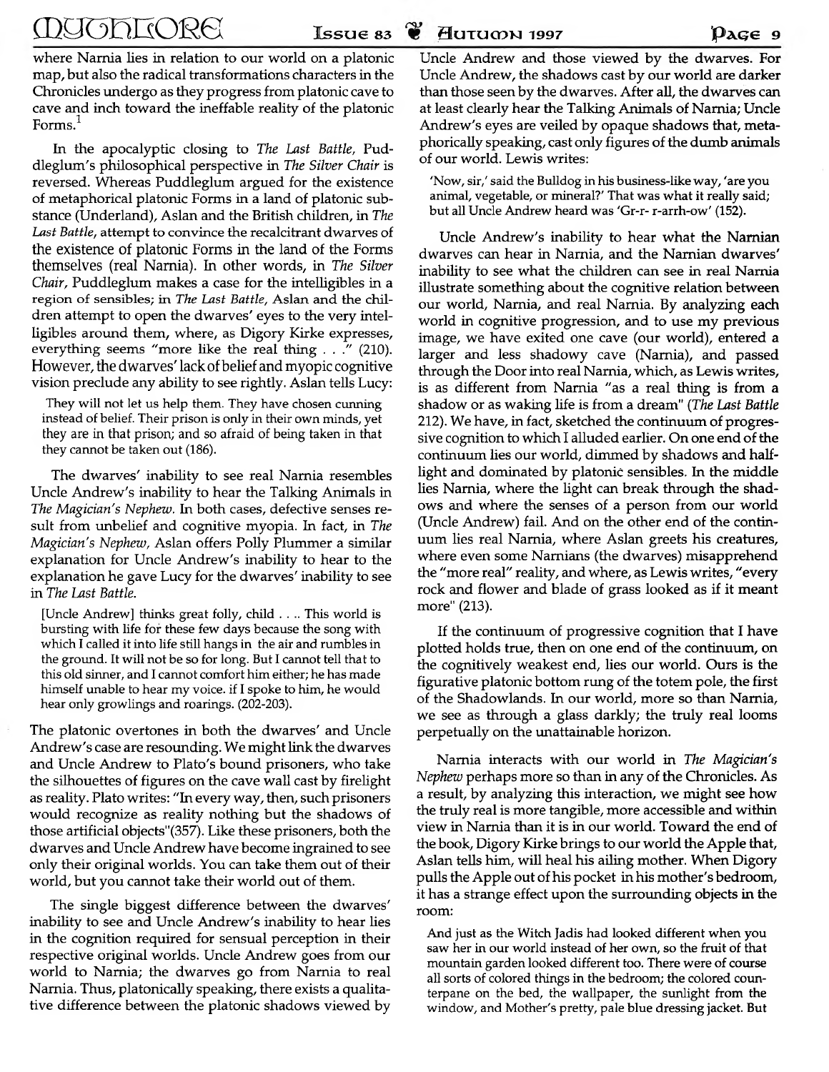where Narnia lies in relation to our world on a platonic map, but also the radical transformations characters in the Chronicles undergo as they progress from platonic cave to cave and inch toward the ineffable reality of the platonic Forms.[1]

In the apocalyptic closing to *The Last Battle*, Puddleglum's philosophical perspective in *The Silver Chair* is reversed. Whereas Puddleglum argued for the existence of metaphorical platonic Forms in a land of platonic substance (Underland), Aslan and the British children, in *The Last Battle*, attempt to convince the recalcitrant dwarves of the existence of platonic Forms in the land of the Forms themselves (real Narnia). In other words, in *The Silver Chair*, Puddleglum makes a case for the intelligibles in a region of sensibles; in *The Last Battle*, Aslan and the children attempt to open the dwarves' eyes to the very intelligibles around them, where, as Digory Kirke expresses, everything seems "more like the real thing . . ." (210). However, the dwarves' lack of belief and myopic cognitive vision preclude any ability to see rightly. Aslan tells Lucy:

> They will not let us help them. They have chosen cunning instead of belief. Their prison is only in their own minds, yet they are in that prison; and so afraid of being taken in that they cannot be taken out (186).

The dwarves' inability to see real Narnia resembles Uncle Andrew's inability to hear the Talking Animals in *The Magician's Nephew*. In both cases, defective senses result from unbelief and cognitive myopia. In fact, in *The Magician's Nephew*, Aslan offers Polly Plummer a similar explanation for Uncle Andrew's inability to hear to the explanation he gave Lucy for the dwarves' inability to see in *The Last Battle*.

> [Uncle Andrew] thinks great folly, child . . .. This world is bursting with life for these few days because the song with which I called it into life still hangs in the air and rumbles in the ground. It will not be so for long. But I cannot tell that to this old sinner, and I cannot comfort him either; he has made himself unable to hear my voice. if I spoke to him, he would hear only growlings and roarings. (202-203).

The platonic overtones in both the dwarves' and Uncle Andrew's case are resounding. We might link the dwarves and Uncle Andrew to Plato's bound prisoners, who take the silhouettes of figures on the cave wall cast by firelight as reality. Plato writes: "In every way, then, such prisoners would recognize as reality nothing but the shadows of those artificial objects"(357). Like these prisoners, both the dwarves and Uncle Andrew have become ingrained to see only their original worlds. You can take them out of their world, but you cannot take their world out of them.

The single biggest difference between the dwarves' inability to see and Uncle Andrew's inability to hear lies in the cognition required for sensual perception in their respective original worlds. Uncle Andrew goes from our world to Narnia; the dwarves go from Narnia to real Narnia. Thus, platonically speaking, there exists a qualitative difference between the platonic shadows viewed by Uncle Andrew and those viewed by the dwarves. For Uncle Andrew, the shadows cast by our world are darker than those seen by the dwarves. After all, the dwarves can at least clearly hear the Talking Animals of Narnia; Uncle Andrew's eyes are veiled by opaque shadows that, metaphorically speaking, cast only figures of the dumb animals of our world. Lewis writes:

> 'Now, sir,' said the Bulldog in his business-like way, 'are you animal, vegetable, or mineral?' That was what it really said; but all Uncle Andrew heard was 'Gr-r- r-arrh-ow' (152).

Uncle Andrew's inability to hear what the Narnian dwarves can hear in Narnia, and the Narnian dwarves' inability to see what the children can see in real Narnia illustrate something about the cognitive relation between our world, Narnia, and real Narnia. By analyzing each world in cognitive progression, and to use my previous image, we have exited one cave (our world), entered a larger and less shadowy cave (Narnia), and passed through the Door into real Narnia, which, as Lewis writes, is as different from Narnia "as a real thing is from a shadow or as waking life is from a dream" (*The Last Battle* 212). We have, in fact, sketched the continuum of progressive cognition to which I alluded earlier. On one end of the continuum lies our world, dimmed by shadows and half-light and dominated by platonic sensibles. In the middle lies Narnia, where the light can break through the shadows and where the senses of a person from our world (Uncle Andrew) fail. And on the other end of the continuum lies real Narnia, where Aslan greets his creatures, where even some Narnians (the dwarves) misapprehend the "more real" reality, and where, as Lewis writes, "every rock and flower and blade of grass looked as if it meant more" (213).

If the continuum of progressive cognition that I have plotted holds true, then on one end of the continuum, on the cognitively weakest end, lies our world. Ours is the figurative platonic bottom rung of the totem pole, the first of the Shadowlands. In our world, more so than Narnia, we see as through a glass darkly; the truly real looms perpetually on the unattainable horizon.

Narnia interacts with our world in *The Magician's Nephew* perhaps more so than in any of the Chronicles. As a result, by analyzing this interaction, we might see how the truly real is more tangible, more accessible and within view in Narnia than it is in our world. Toward the end of the book, Digory Kirke brings to our world the Apple that, Aslan tells him, will heal his ailing mother. When Digory pulls the Apple out of his pocket in his mother's bedroom, it has a strange effect upon the surrounding objects in the room:

> And just as the Witch Jadis had looked different when you saw her in our world instead of her own, so the fruit of that mountain garden looked different too. There were of course all sorts of colored things in the bedroom; the colored counterpane on the bed, the wallpaper, the sunlight from the window, and Mother's pretty, pale blue dressing jacket. But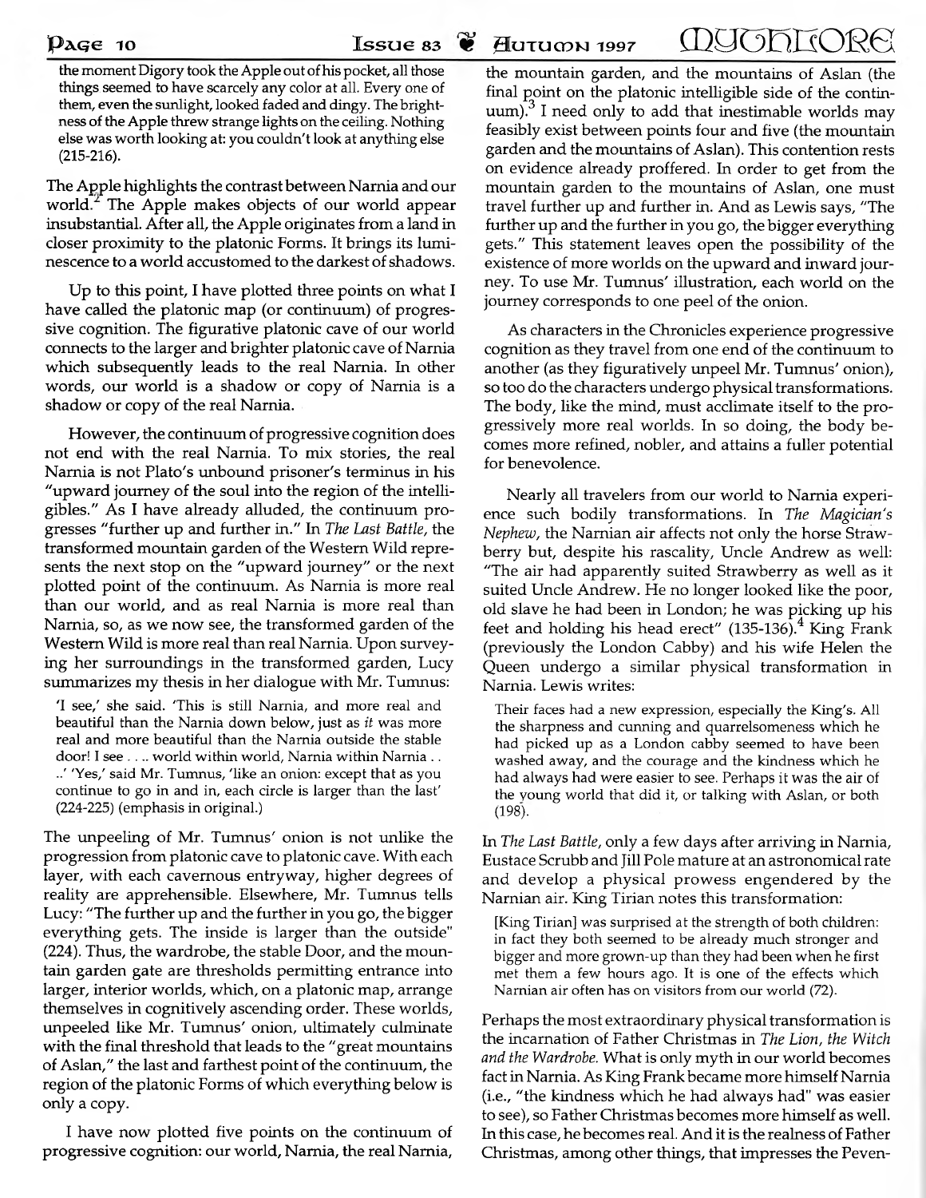the moment Digory took the Apple out of his pocket, all those things seemed to have scarcely any color at all. Every one of them, even the sunlight, looked faded and dingy. The brightness of the Apple threw strange lights on the ceiling. Nothing else was worth looking at: you couldn't look at anything else (215-216).

The Apple highlights the contrast between Narnia and our world.[2] The Apple makes objects of our world appear insubstantial. After all, the Apple originates from a land in closer proximity to the platonic Forms. It brings its luminescence to a world accustomed to the darkest of shadows.

Up to this point, I have plotted three points on what I have called the platonic map (or continuum) of progressive cognition. The figurative platonic cave of our world connects to the larger and brighter platonic cave of Narnia which subsequently leads to the real Narnia. In other words, our world is a shadow or copy of Narnia is a shadow or copy of the real Narnia.

However, the continuum of progressive cognition does not end with the real Narnia. To mix stories, the real Narnia is not Plato's unbound prisoner's terminus in his "upward journey of the soul into the region of the intelligibles." As I have already alluded, the continuum progresses "further up and further in." In *The Last Battle*, the transformed mountain garden of the Western Wild represents the next stop on the "upward journey" or the next plotted point of the continuum. As Narnia is more real than our world, and as real Narnia is more real than Narnia, so, as we now see, the transformed garden of the Western Wild is more real than real Narnia. Upon surveying her surroundings in the transformed garden, Lucy summarizes my thesis in her dialogue with Mr. Tumnus:

'I see,' she said. 'This is still Narnia, and more real and beautiful than the Narnia down below, just as *it* was more real and more beautiful than the Narnia outside the stable door! I see . . .. world within world, Narnia within Narnia . . ..' 'Yes,' said Mr. Tumnus, 'like an onion: except that as you continue to go in and in, each circle is larger than the last' (224-225) (emphasis in original.)

The unpeeling of Mr. Tumnus' onion is not unlike the progression from platonic cave to platonic cave. With each layer, with each cavernous entryway, higher degrees of reality are apprehensible. Elsewhere, Mr. Tumnus tells Lucy: "The further up and the further in you go, the bigger everything gets. The inside is larger than the outside" (224). Thus, the wardrobe, the stable Door, and the mountain garden gate are thresholds permitting entrance into larger, interior worlds, which, on a platonic map, arrange themselves in cognitively ascending order. These worlds, unpeeled like Mr. Tumnus' onion, ultimately culminate with the final threshold that leads to the "great mountains of Aslan," the last and farthest point of the continuum, the region of the platonic Forms of which everything below is only a copy.

I have now plotted five points on the continuum of progressive cognition: our world, Narnia, the real Narnia, the mountain garden, and the mountains of Aslan (the final point on the platonic intelligible side of the continuum).[3] I need only to add that inestimable worlds may feasibly exist between points four and five (the mountain garden and the mountains of Aslan). This contention rests on evidence already proffered. In order to get from the mountain garden to the mountains of Aslan, one must travel further up and further in. And as Lewis says, "The further up and the further in you go, the bigger everything gets." This statement leaves open the possibility of the existence of more worlds on the upward and inward journey. To use Mr. Tumnus' illustration, each world on the journey corresponds to one peel of the onion.

As characters in the Chronicles experience progressive cognition as they travel from one end of the continuum to another (as they figuratively unpeel Mr. Tumnus' onion), so too do the characters undergo physical transformations. The body, like the mind, must acclimate itself to the progressively more real worlds. In so doing, the body becomes more refined, nobler, and attains a fuller potential for benevolence.

Nearly all travelers from our world to Narnia experience such bodily transformations. In *The Magician's Nephew*, the Narnian air affects not only the horse Strawberry but, despite his rascality, Uncle Andrew as well: "The air had apparently suited Strawberry as well as it suited Uncle Andrew. He no longer looked like the poor, old slave he had been in London; he was picking up his feet and holding his head erect" (135-136).[4] King Frank (previously the London Cabby) and his wife Helen the Queen undergo a similar physical transformation in Narnia. Lewis writes:

Their faces had a new expression, especially the King's. All the sharpness and cunning and quarrelsomeness which he had picked up as a London cabby seemed to have been washed away, and the courage and the kindness which he had always had were easier to see. Perhaps it was the air of the young world that did it, or talking with Aslan, or both (198).

In *The Last Battle*, only a few days after arriving in Narnia, Eustace Scrubb and Jill Pole mature at an astronomical rate and develop a physical prowess engendered by the Narnian air. King Tirian notes this transformation:

[King Tirian] was surprised at the strength of both children: in fact they both seemed to be already much stronger and bigger and more grown-up than they had been when he first met them a few hours ago. It is one of the effects which Narnian air often has on visitors from our world (72).

Perhaps the most extraordinary physical transformation is the incarnation of Father Christmas in *The Lion, the Witch and the Wardrobe*. What is only myth in our world becomes fact in Narnia. As King Frank became more himself Narnia (i.e., "the kindness which he had always had" was easier to see), so Father Christmas becomes more himself as well. In this case, he becomes real. And it is the realness of Father Christmas, among other things, that impresses the Peven-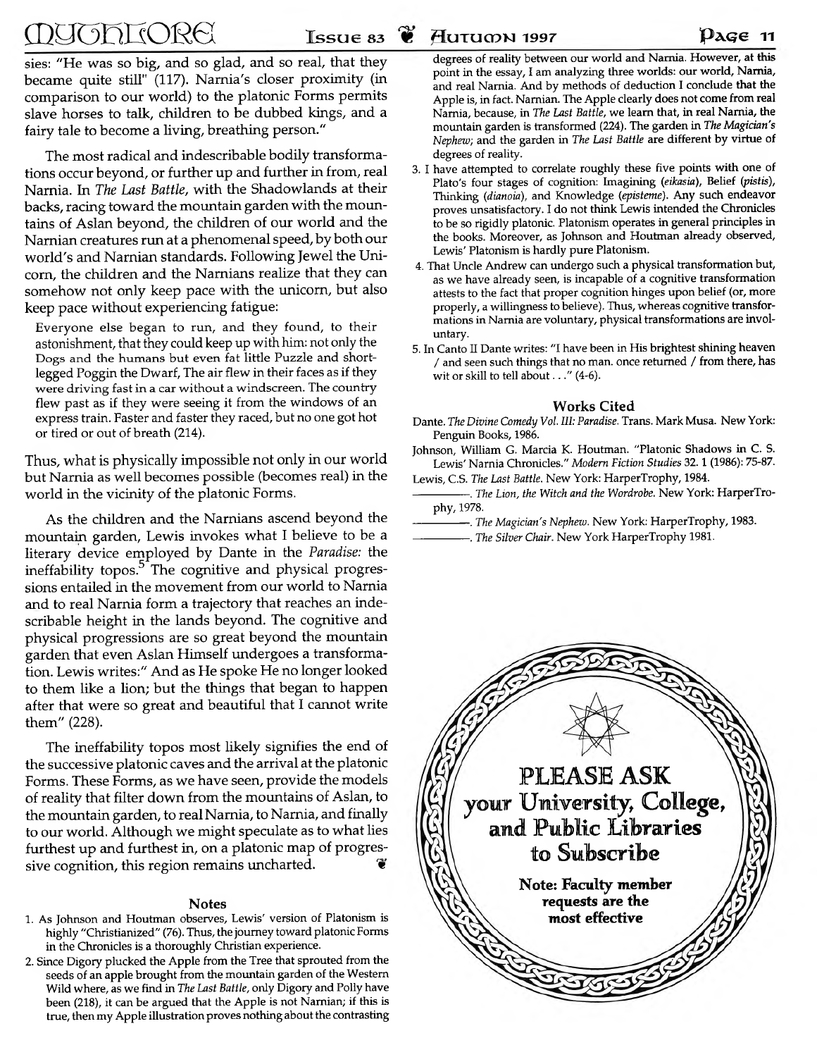sies: "He was so big, and so glad, and so real, that they became quite still" (117). Narnia's closer proximity (in comparison to our world) to the platonic Forms permits slave horses to talk, children to be dubbed kings, and a fairy tale to become a living, breathing person."

The most radical and indescribable bodily transformations occur beyond, or further up and further in from, real Narnia. In *The Last Battle*, with the Shadowlands at their backs, racing toward the mountain garden with the mountains of Aslan beyond, the children of our world and the Narnian creatures run at a phenomenal speed, by both our world's and Narnian standards. Following Jewel the Unicorn, the children and the Narnians realize that they can somehow not only keep pace with the unicorn, but also keep pace without experiencing fatigue:

> Everyone else began to run, and they found, to their astonishment, that they could keep up with him: not only the Dogs and the humans but even fat little Puzzle and short-legged Poggin the Dwarf, The air flew in their faces as if they were driving fast in a car without a windscreen. The country flew past as if they were seeing it from the windows of an express train. Faster and faster they raced, but no one got hot or tired or out of breath (214).

Thus, what is physically impossible not only in our world but Narnia as well becomes possible (becomes real) in the world in the vicinity of the platonic Forms.

As the children and the Narnians ascend beyond the mountain garden, Lewis invokes what I believe to be a literary device employed by Dante in the *Paradise:* the ineffability topos.[5] The cognitive and physical progressions entailed in the movement from our world to Narnia and to real Narnia form a trajectory that reaches an indescribable height in the lands beyond. The cognitive and physical progressions are so great beyond the mountain garden that even Aslan Himself undergoes a transformation. Lewis writes:" And as He spoke He no longer looked to them like a lion; but the things that began to happen after that were so great and beautiful that I cannot write them" (228).

The ineffability topos most likely signifies the end of the successive platonic caves and the arrival at the platonic Forms. These Forms, as we have seen, provide the models of reality that filter down from the mountains of Aslan, to the mountain garden, to real Narnia, to Narnia, and finally to our world. Although we might speculate as to what lies furthest up and furthest in, on a platonic map of progressive cognition, this region remains uncharted.

## Notes

1. As Johnson and Houtman observes, Lewis' version of Platonism is highly "Christianized" (76). Thus, the journey toward platonic Forms in the Chronicles is a thoroughly Christian experience.
2. Since Digory plucked the Apple from the Tree that sprouted from the seeds of an apple brought from the mountain garden of the Western Wild where, as we find in *The Last Battle*, only Digory and Polly have been (218), it can be argued that the Apple is not Narnian; if this is true, then my Apple illustration proves nothing about the contrasting degrees of reality between our world and Narnia. However, at this point in the essay, I am analyzing three worlds: our world, Narnia, and real Narnia. And by methods of deduction I conclude that the Apple is, in fact, Narnian. The Apple clearly does not come from real Narnia, because, in *The Last Battle*, we learn that, in real Narnia, the mountain garden is transformed (224). The garden in *The Magician's Nephew*; and the garden in *The Last Battle* are different by virtue of degrees of reality.
3. I have attempted to correlate roughly these five points with one of Plato's four stages of cognition: Imagining (*eikasia*), Belief (*pistis*), Thinking (*dianoia*), and Knowledge (*episteme*). Any such endeavor proves unsatisfactory. I do not think Lewis intended the Chronicles to be so rigidly platonic. Platonism operates in general principles in the books. Moreover, as Johnson and Houtman already observed, Lewis' Platonism is hardly pure Platonism.
4. That Uncle Andrew can undergo such a physical transformation but, as we have already seen, is incapable of a cognitive transformation attests to the fact that proper cognition hinges upon belief (or, more properly, a willingness to believe). Thus, whereas cognitive transformations in Narnia are voluntary, physical transformations are involuntary.
5. In Canto II Dante writes: "I have been in His brightest shining heaven / and seen such things that no man. once returned / from there, has wit or skill to tell about . . ." (4-6).

## Works Cited

Dante. *The Divine Comedy Vol. III: Paradise.* Trans. Mark Musa. New York: Penguin Books, 1986.

Johnson, William G. Marcia K. Houtman. "Platonic Shadows in C. S. Lewis' Narnia Chronicles." *Modern Fiction Studies* 32. 1 (1986): 75-87.

Lewis, C.S. *The Last Battle.* New York: HarperTrophy, 1984.

———. *The Lion, the Witch and the Wordrobe.* New York: HarperTrophy, 1978.

———. *The Magician's Nephew.* New York: HarperTrophy, 1983.

———. *The Silver Chair.* New York HarperTrophy 1981.

**PLEASE ASK your University, College, and Public Libraries to Subscribe**

**Note: Faculty member requests are the most effective**